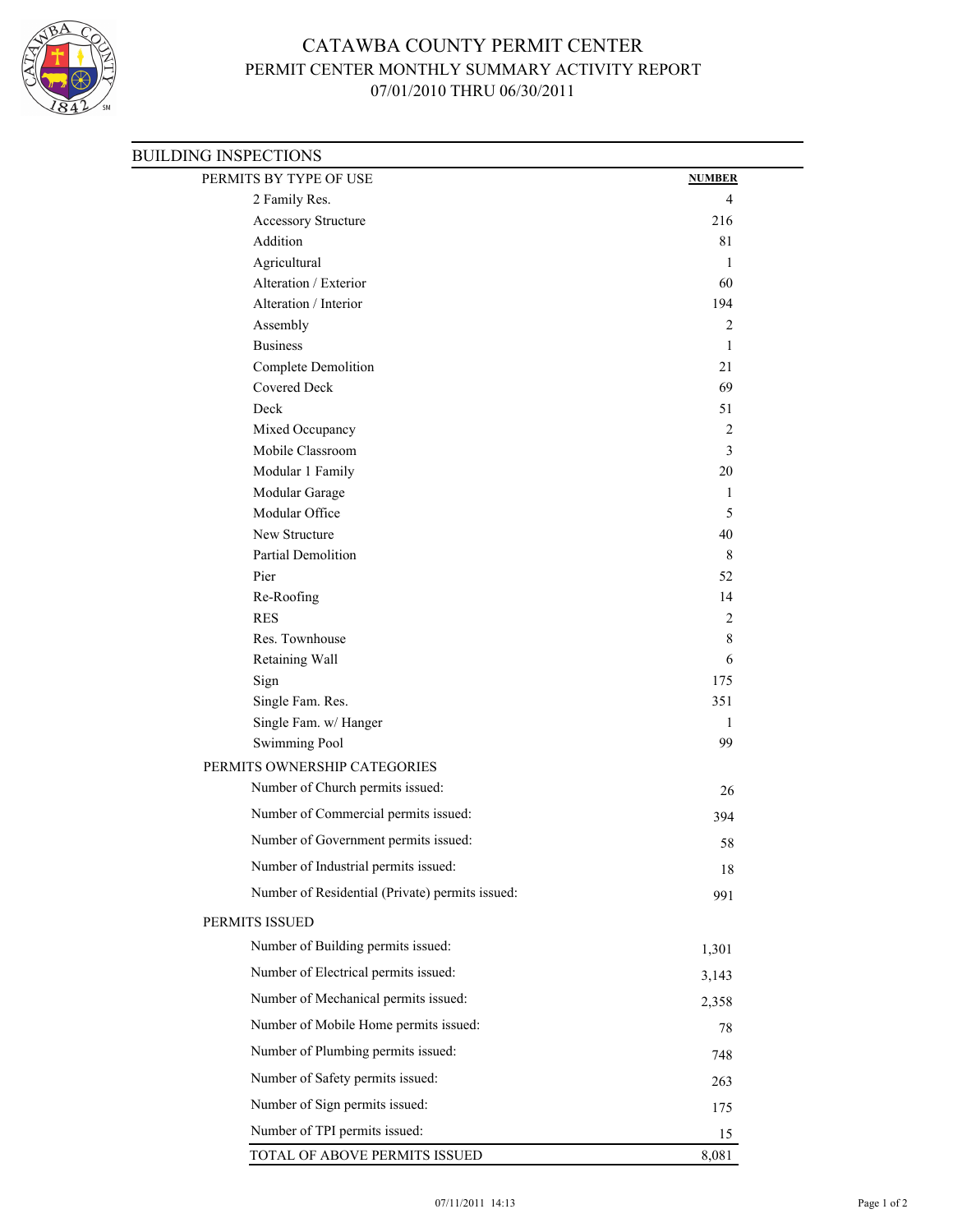# CATAWBA COUNTY PERMIT CENTER

## PERMIT CENTER MONTHLY SUMMARY ACTIVITY REPORT

### 07/01/2010 THRU 06/30/2011

## BUILDING INSPECTIONS

| PERMITS BY TYPE OF USE | NUMBER |
|---|---|
| 2 Family Res. | 4 |
| Accessory Structure | 216 |
| Addition | 81 |
| Agricultural | 1 |
| Alteration / Exterior | 60 |
| Alteration / Interior | 194 |
| Assembly | 2 |
| Business | 1 |
| Complete Demolition | 21 |
| Covered Deck | 69 |
| Deck | 51 |
| Mixed Occupancy | 2 |
| Mobile Classroom | 3 |
| Modular 1 Family | 20 |
| Modular Garage | 1 |
| Modular Office | 5 |
| New Structure | 40 |
| Partial Demolition | 8 |
| Pier | 52 |
| Re-Roofing | 14 |
| RES | 2 |
| Res. Townhouse | 8 |
| Retaining Wall | 6 |
| Sign | 175 |
| Single Fam. Res. | 351 |
| Single Fam. w/ Hanger | 1 |
| Swimming Pool | 99 |

| PERMITS OWNERSHIP CATEGORIES | |
|---|---|
| Number of Church permits issued: | 26 |
| Number of Commercial permits issued: | 394 |
| Number of Government permits issued: | 58 |
| Number of Industrial permits issued: | 18 |
| Number of Residential (Private) permits issued: | 991 |

| PERMITS ISSUED | |
|---|---|
| Number of Building permits issued: | 1,301 |
| Number of Electrical permits issued: | 3,143 |
| Number of Mechanical permits issued: | 2,358 |
| Number of Mobile Home permits issued: | 78 |
| Number of Plumbing permits issued: | 748 |
| Number of Safety permits issued: | 263 |
| Number of Sign permits issued: | 175 |
| Number of TPI permits issued: | 15 |
| TOTAL OF ABOVE PERMITS ISSUED | 8,081 |

07/11/2011 14:13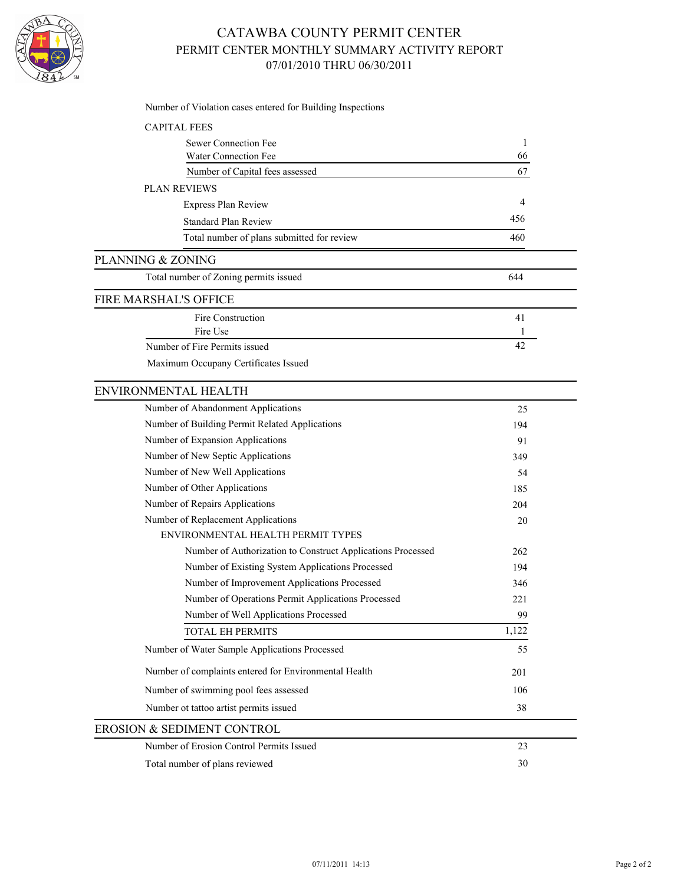# CATAWBA COUNTY PERMIT CENTER

## PERMIT CENTER MONTHLY SUMMARY ACTIVITY REPORT

### 07/01/2010 THRU 06/30/2011

Number of Violation cases entered for Building Inspections

| | |
|---|---|
| **CAPITAL FEES** | |
| Sewer Connection Fee | 1 |
| Water Connection Fee | 66 |
| Number of Capital fees assessed | 67 |
| **PLAN REVIEWS** | |
| Express Plan Review | 4 |
| Standard Plan Review | 456 |
| Total number of plans submitted for review | 460 |

## PLANNING & ZONING

| | |
|---|---|
| Total number of Zoning permits issued | 644 |

## FIRE MARSHAL'S OFFICE

| | |
|---|---|
| Fire Construction | 41 |
| Fire Use | 1 |
| Number of Fire Permits issued | 42 |
| Maximum Occupany Certificates Issued | |

## ENVIRONMENTAL HEALTH

| | |
|---|---|
| Number of Abandonment Applications | 25 |
| Number of Building Permit Related Applications | 194 |
| Number of Expansion Applications | 91 |
| Number of New Septic Applications | 349 |
| Number of New Well Applications | 54 |
| Number of Other Applications | 185 |
| Number of Repairs Applications | 204 |
| Number of Replacement Applications | 20 |
| **ENVIRONMENTAL HEALTH PERMIT TYPES** | |
| Number of Authorization to Construct Applications Processed | 262 |
| Number of Existing System Applications Processed | 194 |
| Number of Improvement Applications Processed | 346 |
| Number of Operations Permit Applications Processed | 221 |
| Number of Well Applications Processed | 99 |
| TOTAL EH PERMITS | 1,122 |
| Number of Water Sample Applications Processed | 55 |
| Number of complaints entered for Environmental Health | 201 |
| Number of swimming pool fees assessed | 106 |
| Number ot tattoo artist permits issued | 38 |

## EROSION & SEDIMENT CONTROL

| | |
|---|---|
| Number of Erosion Control Permits Issued | 23 |
| Total number of plans reviewed | 30 |

07/11/2011 14:13